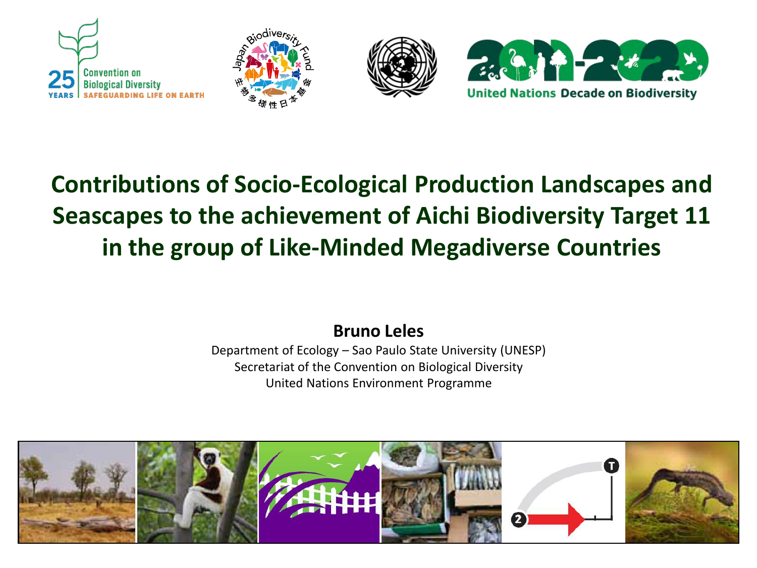# Contributions of Socio-Ecological Production Landscapes and Seascapes to the achievement of Aichi Biodiversity Target 11 in the group of Like-Minded Megadiverse Countries

**Bruno Leles**

Department of Ecology – Sao Paulo State University (UNESP)

Secretariat of the Convention on Biological Diversity

United Nations Environment Programme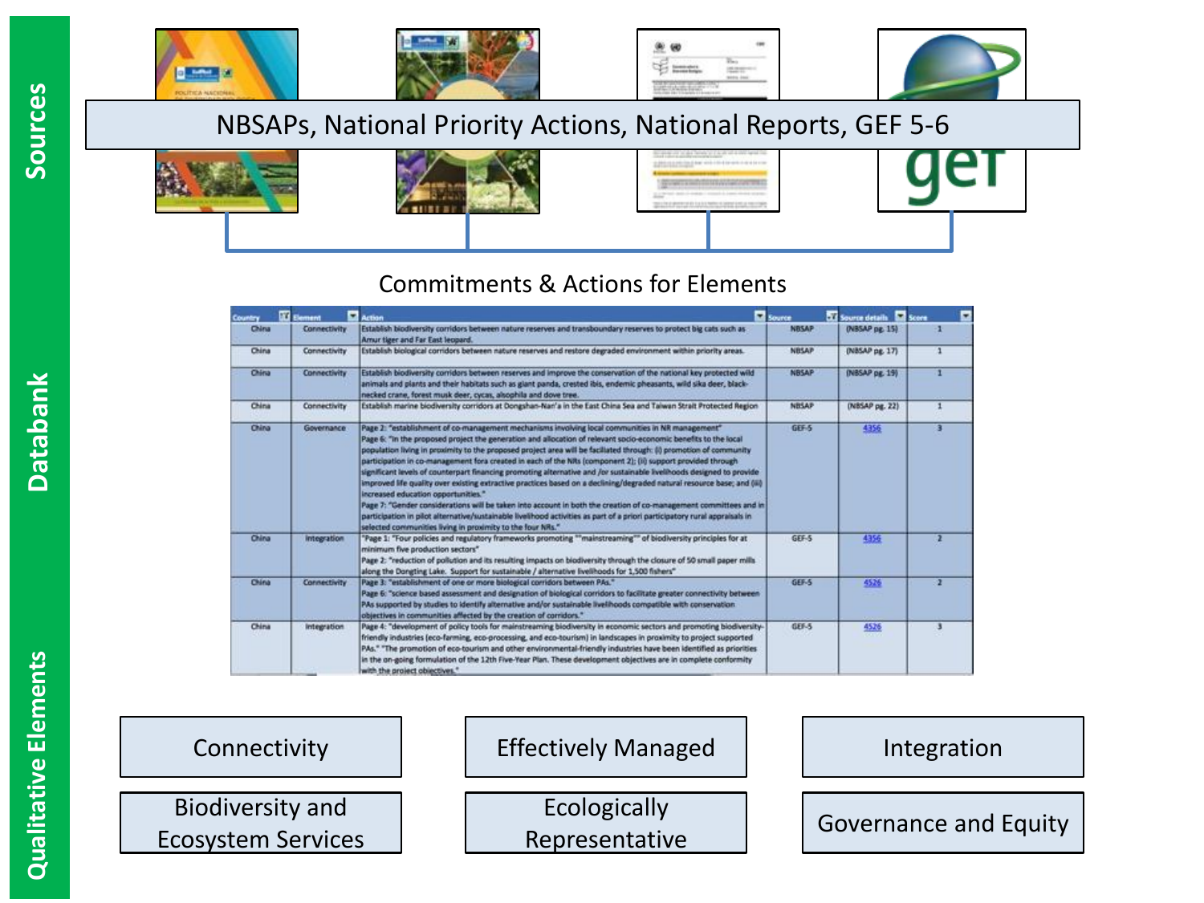## Sources

NBSAPs, National Priority Actions, National Reports, GEF 5-6

## Databank

Commitments & Actions for Elements

| Country | Element | Action | Source | Source details | Score |
|---|---|---|---|---|---|
| China | Connectivity | Establish biodiversity corridors between nature reserves and transboundary reserves to protect big cats such as Amur tiger and Far East leopard. | NBSAP | (NBSAP pg. 15) | 1 |
| China | Connectivity | Establish biological corridors between nature reserves and restore degraded environment within priority areas. | NBSAP | (NBSAP pg. 17) | 1 |
| China | Connectivity | Establish biodiversity corridors between reserves and improve the conservation of the national key protected wild animals and plants and their habitats such as giant panda, crested ibis, endemic pheasants, wild sika deer, black-necked crane, forest musk deer, cycas, alsophila and dove tree. | NBSAP | (NBSAP pg. 19) | 1 |
| China | Connectivity | Establish marine biodiversity corridors at Dongshan-Nan'a in the East China Sea and Taiwan Strait Protected Region | NBSAP | (NBSAP pg. 22) | 1 |
| China | Governance | Page 2: "establishment of co-management mechanisms involving local communities in NR management" Page 6: "In the proposed project the generation and allocation of relevant socio-economic benefits to the local population living in proximity to the proposed project area will be faciliated through: (i) promotion of community participation in co-management fora created in each of the NRs (component 2); (ii) support provided through significant levels of counterpart financing promoting alternative and /or sustainable livelihoods designed to provide improved life quality over existing extractive practices based on a declining/degraded natural resource base; and (iii) increased education opportunities." Page 7: "Gender considerations will be taken into account in both the creation of co-management committees and in participation in pilot alternative/sustainable livelihood activities as part of a priori participatory rural appraisals in selected communities living in proximity to the four NRs." | GEF-5 | 4356 | 3 |
| China | Integration | "Page 1: "Four policies and regulatory frameworks promoting ""mainstreaming"" of biodiversity principles for at minimum five production sectors" Page 2: "reduction of pollution and its resulting impacts on biodiversity through the closure of 50 small paper mills along the Dongting Lake. Support for sustainable / alternative livelihoods for 1,500 fishers" | GEF-5 | 4356 | 2 |
| China | Connectivity | Page 3: "establishment of one or more biological corridors between PAs." Page 6: "science based assessment and designation of biological corridors to facilitate greater connectivity between PAs supported by studies to identify alternative and/or sustainable livelihoods compatible with conservation objectives in communities affected by the creation of corridors." | GEF-5 | 4526 | 2 |
| China | Integration | Page 4: "development of policy tools for mainstreaming biodiversity in economic sectors and promoting biodiversity-friendly industries (eco-farming, eco-processing, and eco-tourism) in landscapes in proximity to project supported PAs." "The promotion of eco-tourism and other environmental-friendly industries have been identified as priorities in the on-going formulation of the 12th Five-Year Plan. These development objectives are in complete conformity with the project objectives." | GEF-5 | 4526 | 3 |

## Qualitative Elements

- Connectivity
- Effectively Managed
- Integration
- Biodiversity and Ecosystem Services
- Ecologically Representative
- Governance and Equity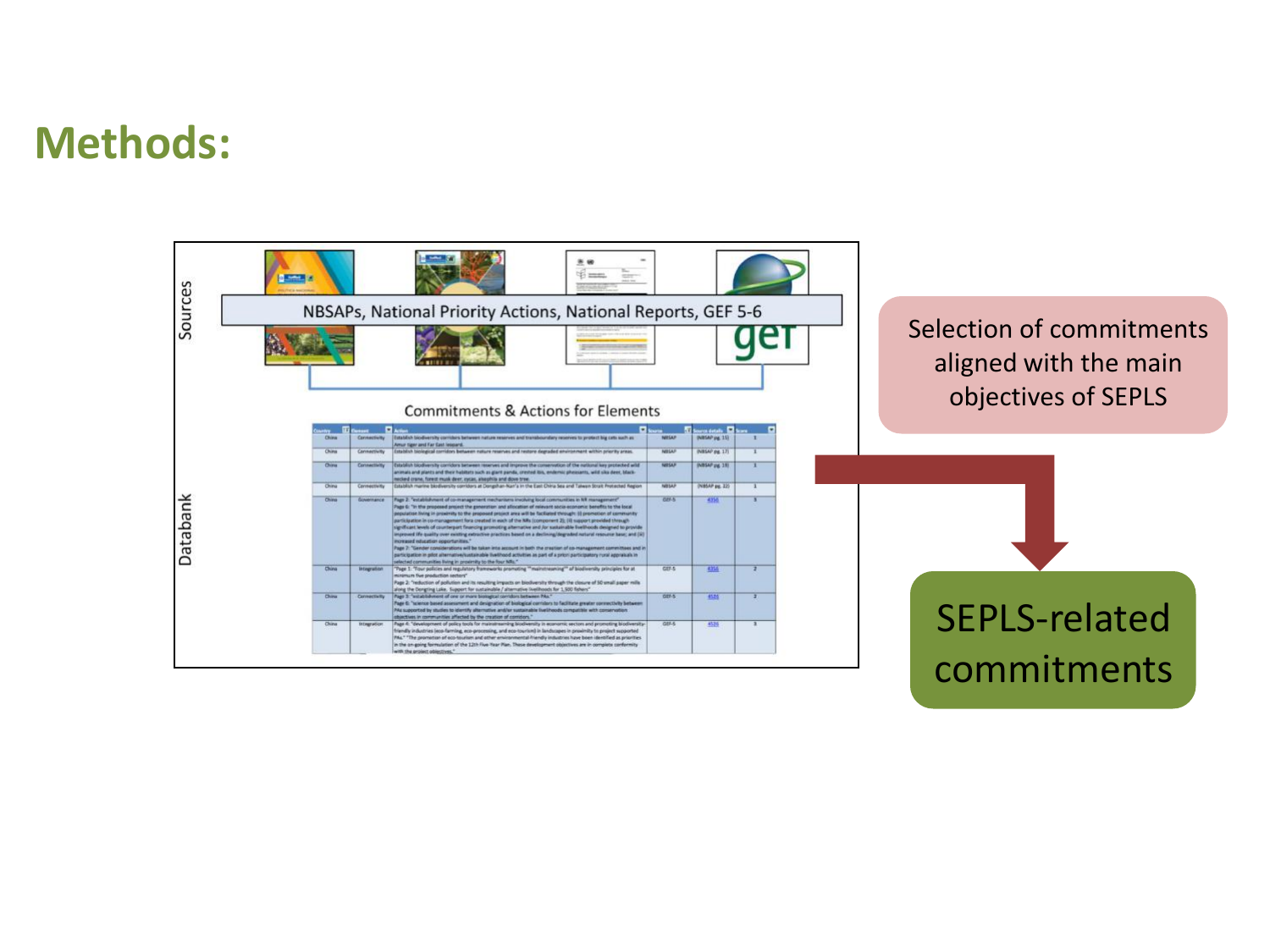# Methods:

Sources

NBSAPs, National Priority Actions, National Reports, GEF 5-6

Commitments & Actions for Elements

Databank

Selection of commitments aligned with the main objectives of SEPLS

SEPLS-related commitments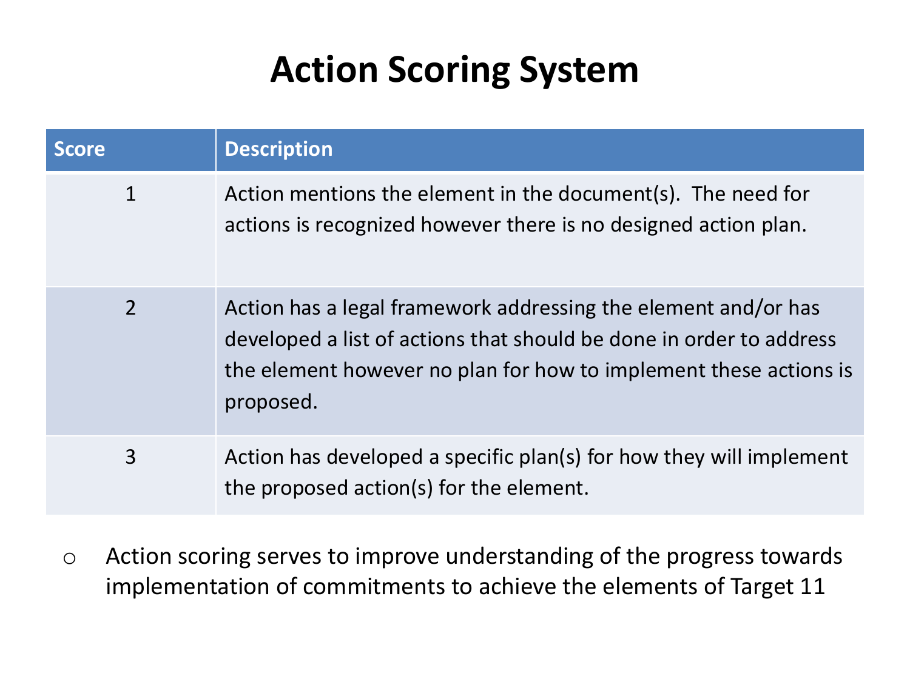# Action Scoring System

| Score | Description |
| --- | --- |
| 1 | Action mentions the element in the document(s). The need for actions is recognized however there is no designed action plan. |
| 2 | Action has a legal framework addressing the element and/or has developed a list of actions that should be done in order to address the element however no plan for how to implement these actions is proposed. |
| 3 | Action has developed a specific plan(s) for how they will implement the proposed action(s) for the element. |

- Action scoring serves to improve understanding of the progress towards implementation of commitments to achieve the elements of Target 11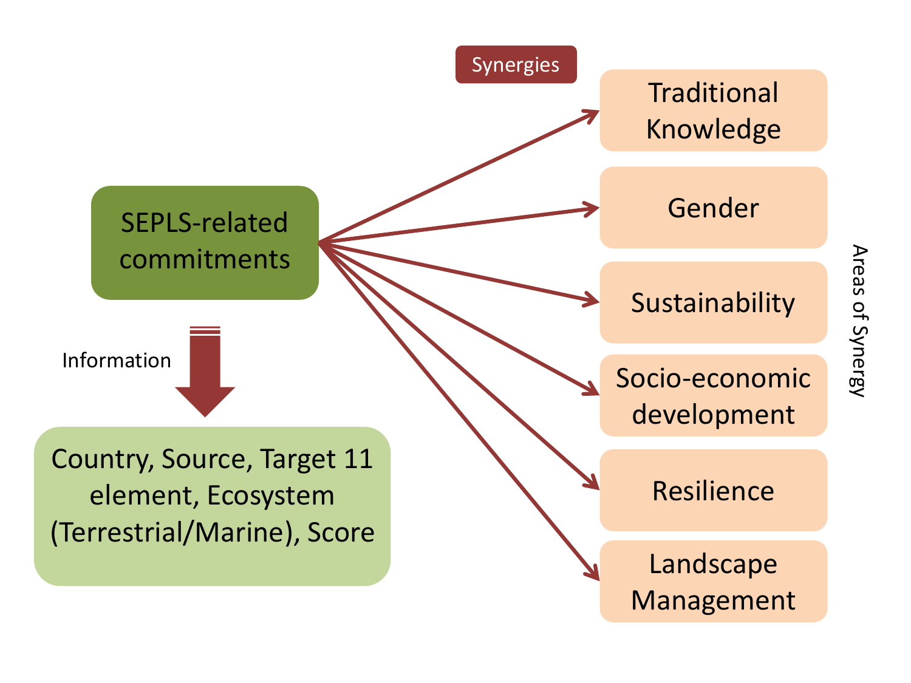Synergies

SEPLS-related commitments

Information

Country, Source, Target 11 element, Ecosystem (Terrestrial/Marine), Score

Areas of Synergy

- Traditional Knowledge
- Gender
- Sustainability
- Socio-economic development
- Resilience
- Landscape Management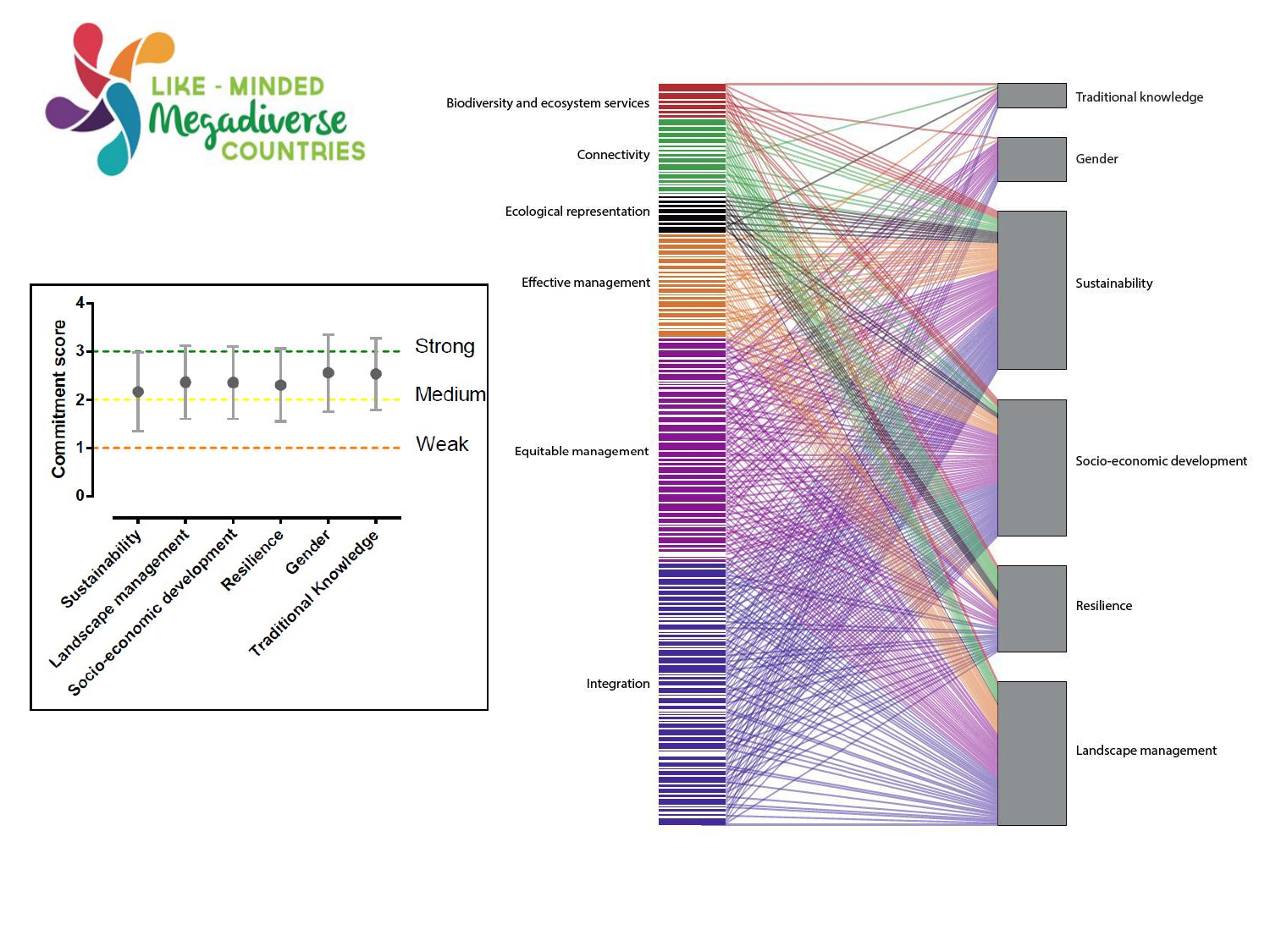LIKE - MINDED Megadiverse COUNTRIES

Commitment score

4
3
2
1
0

Strong
Medium
Weak

Sustainability
Landscape management
Socio-economic development
Resilience
Gender
Traditional Knowledge

Biodiversity and ecosystem services
Connectivity
Ecological representation
Effective management
Equitable management
Integration

Traditional knowledge
Gender
Sustainability
Socio-economic development
Resilience
Landscape management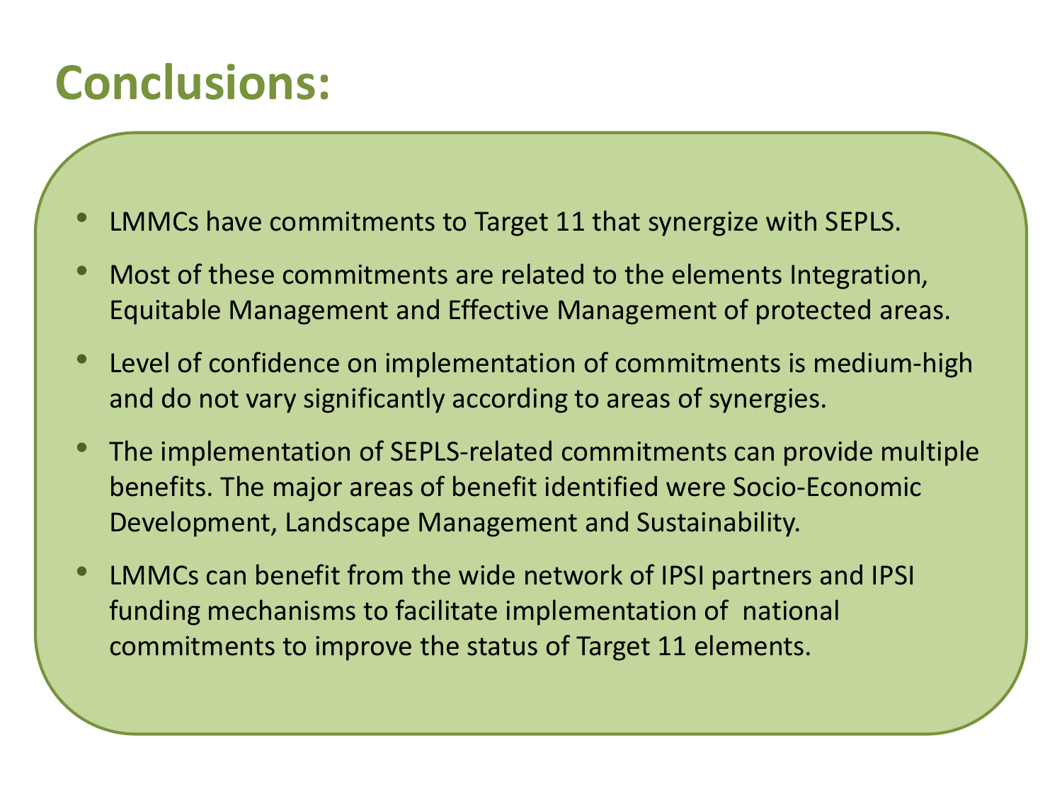# Conclusions:

- LMMCs have commitments to Target 11 that synergize with SEPLS.
- Most of these commitments are related to the elements Integration, Equitable Management and Effective Management of protected areas.
- Level of confidence on implementation of commitments is medium-high and do not vary significantly according to areas of synergies.
- The implementation of SEPLS-related commitments can provide multiple benefits. The major areas of benefit identified were Socio-Economic Development, Landscape Management and Sustainability.
- LMMCs can benefit from the wide network of IPSI partners and IPSI funding mechanisms to facilitate implementation of national commitments to improve the status of Target 11 elements.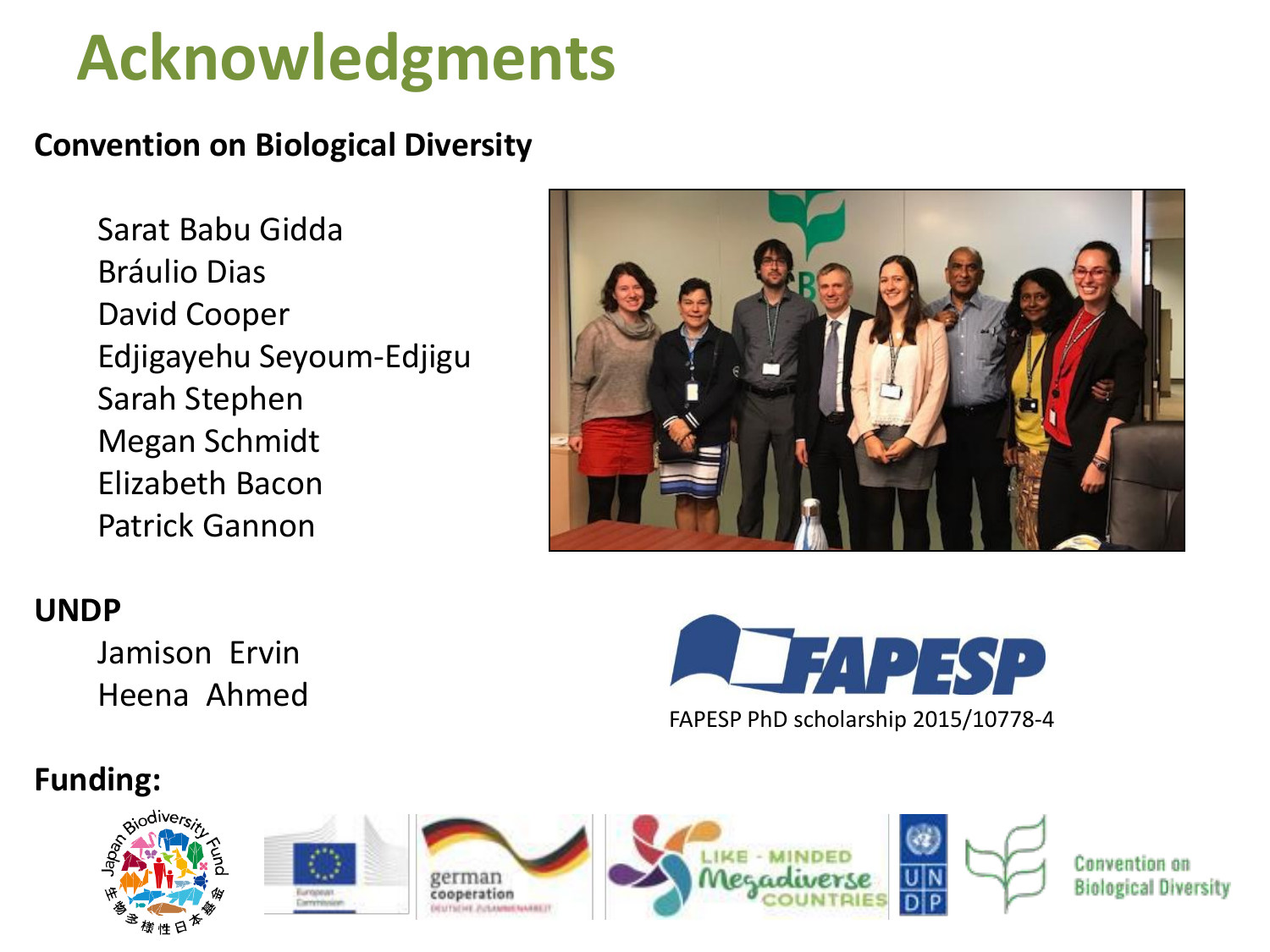# Acknowledgments

**Convention on Biological Diversity**

Sarat Babu Gidda
Bráulio Dias
David Cooper
Edjigayehu Seyoum-Edjigu
Sarah Stephen
Megan Schmidt
Elizabeth Bacon
Patrick Gannon

**UNDP**

Jamison Ervin
Heena Ahmed

FAPESP PhD scholarship 2015/10778-4

**Funding:**